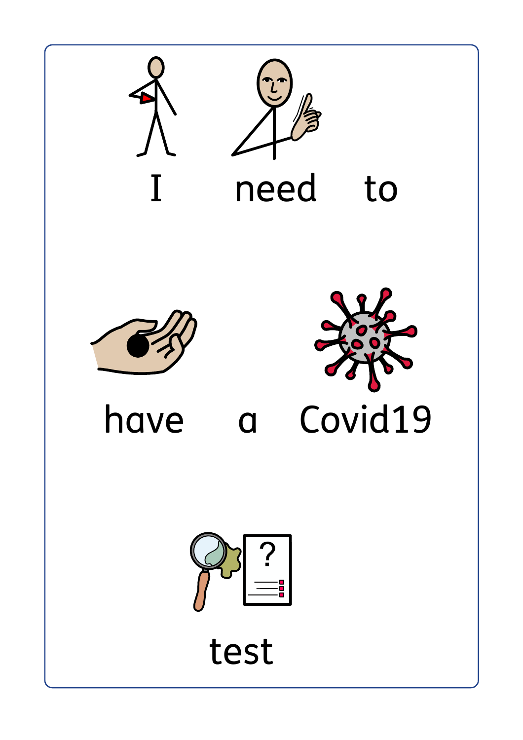I need to

have a Covid19

test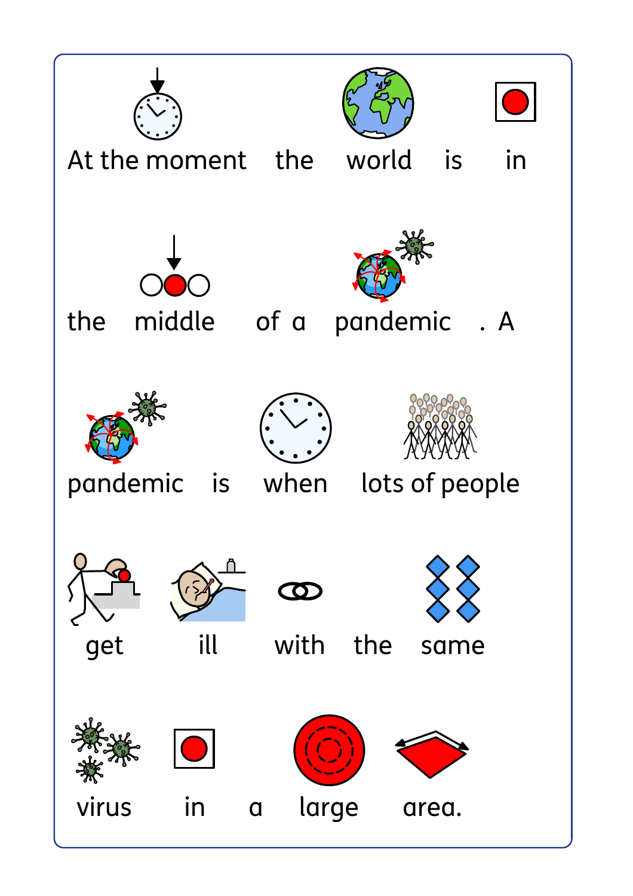At the moment the world is in the middle of a pandemic . A pandemic is when lots of people get ill with the same virus in a large area.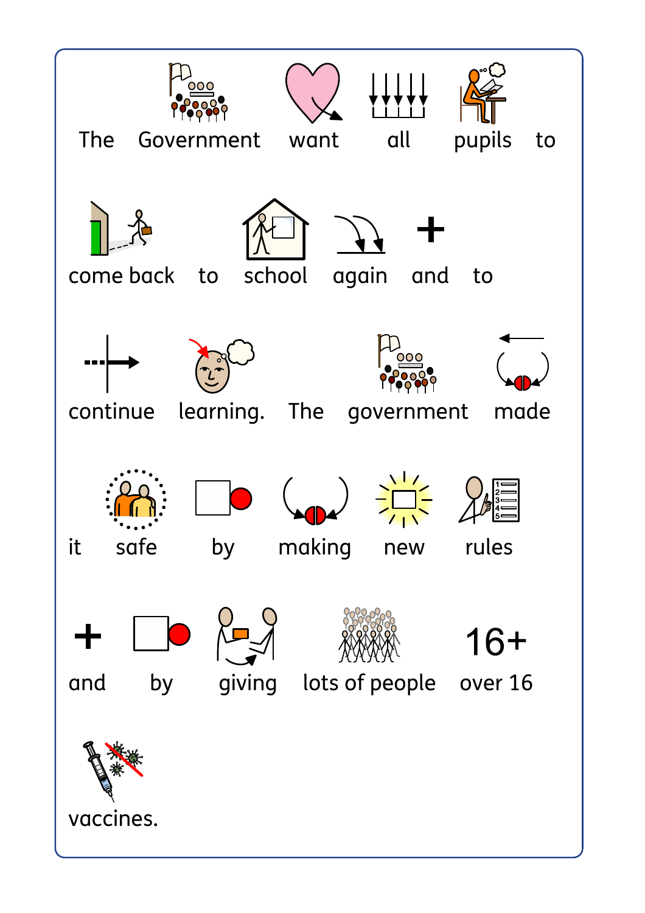The Government want all pupils to come back to school again and to continue learning. The government made it safe by making new rules and by giving lots of people over 16 vaccines.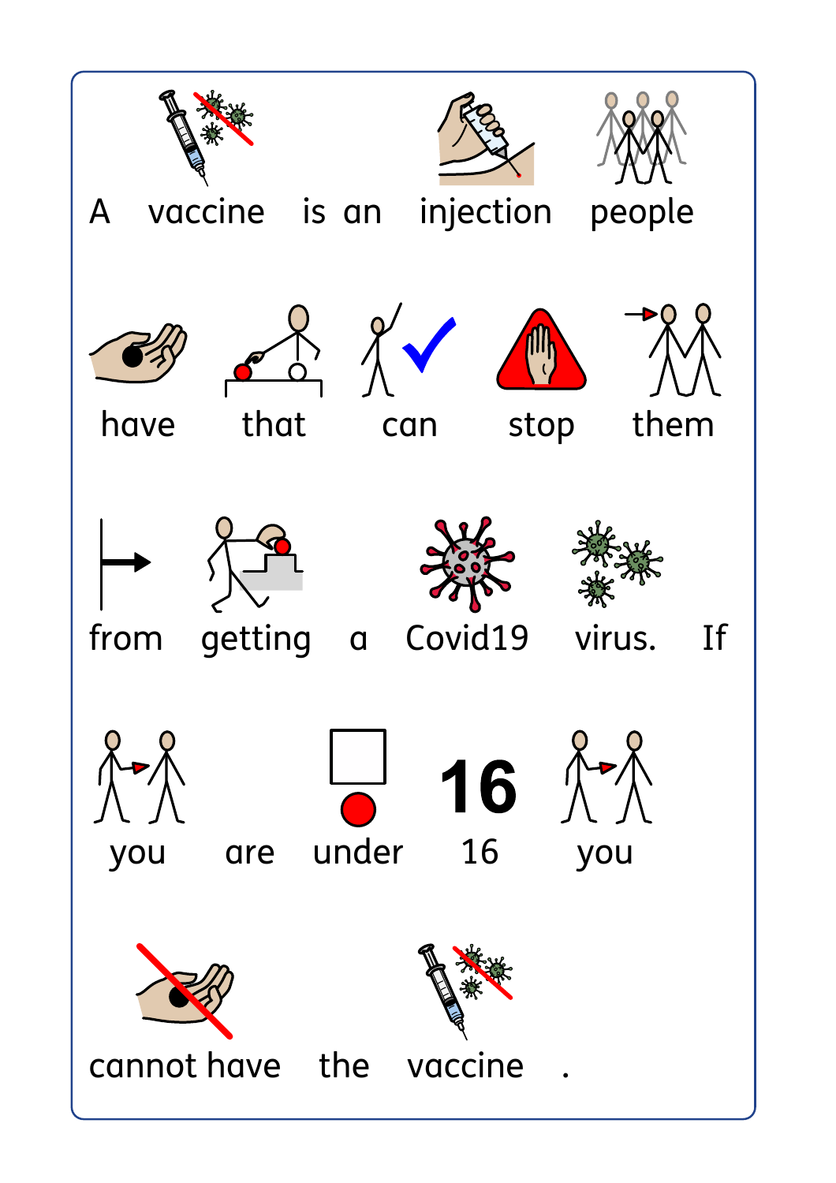A vaccine is an injection people have that can stop them from getting a Covid19 virus. If you are under 16 you cannot have the vaccine .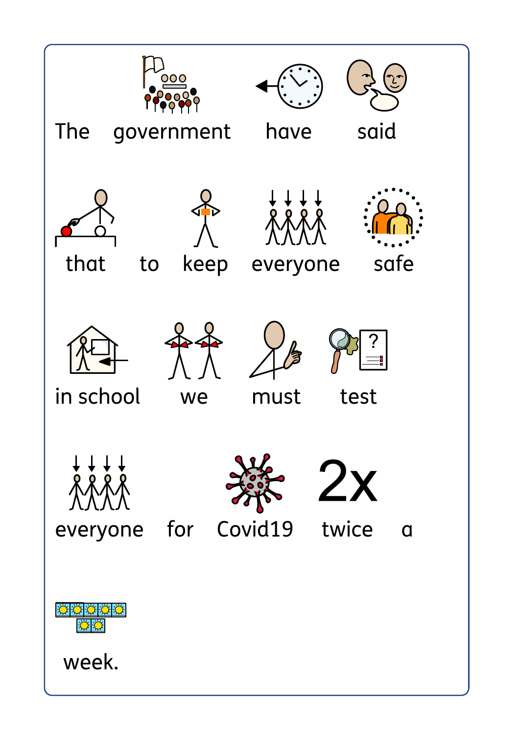The government have said that to keep everyone safe in school we must test everyone for Covid19 2x twice a week.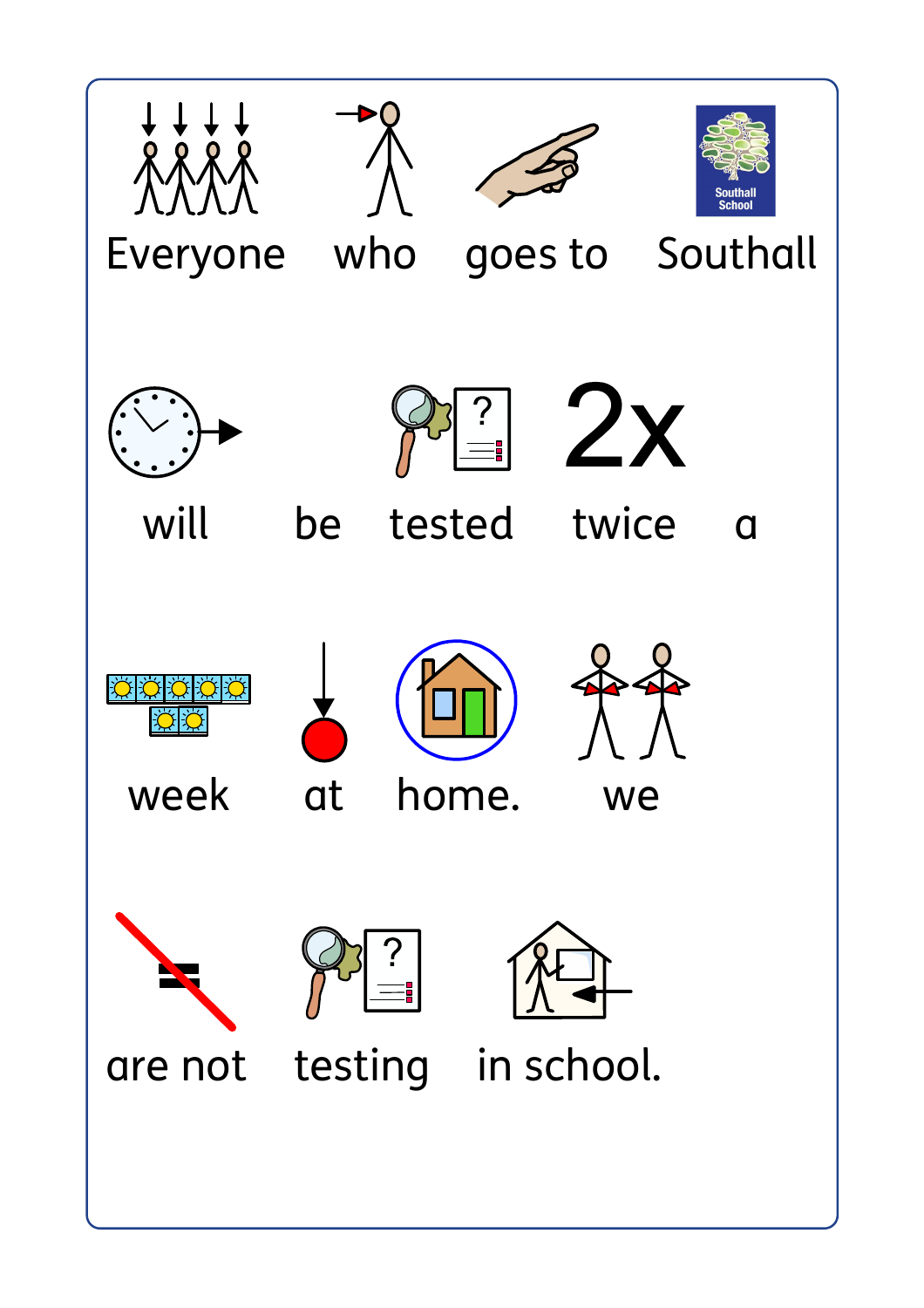Everyone who goes to Southall

will be tested twice a

week at home. we

are not testing in school.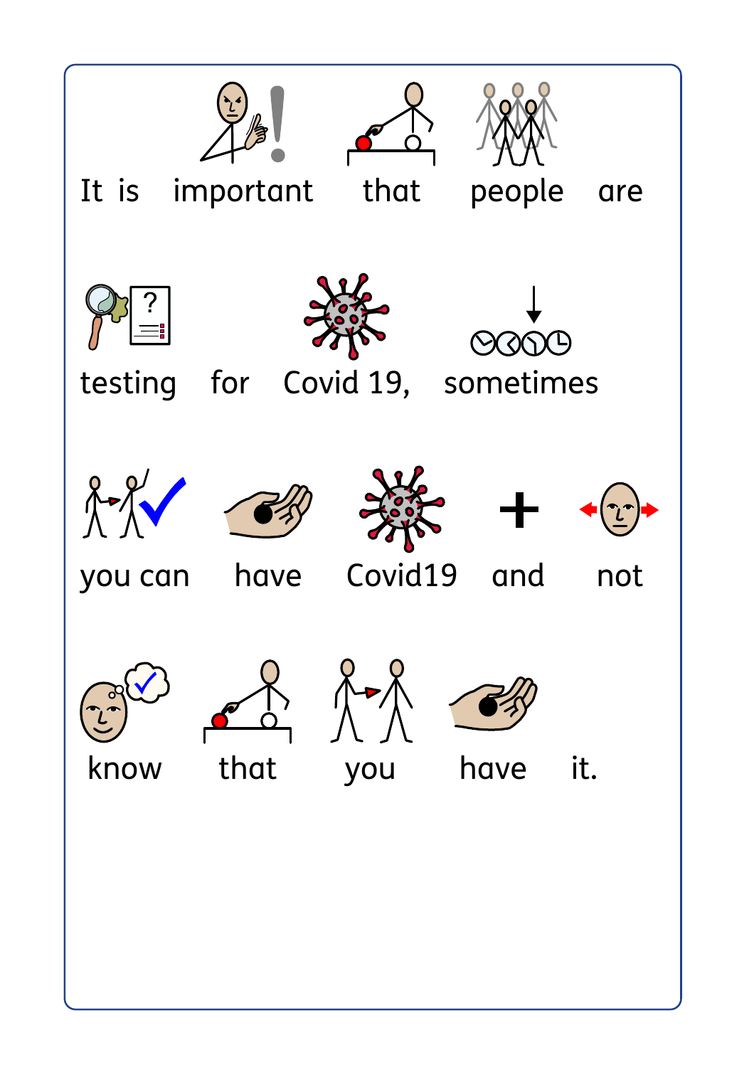It is important that people are testing for Covid 19, sometimes you can have Covid19 and not know that you have it.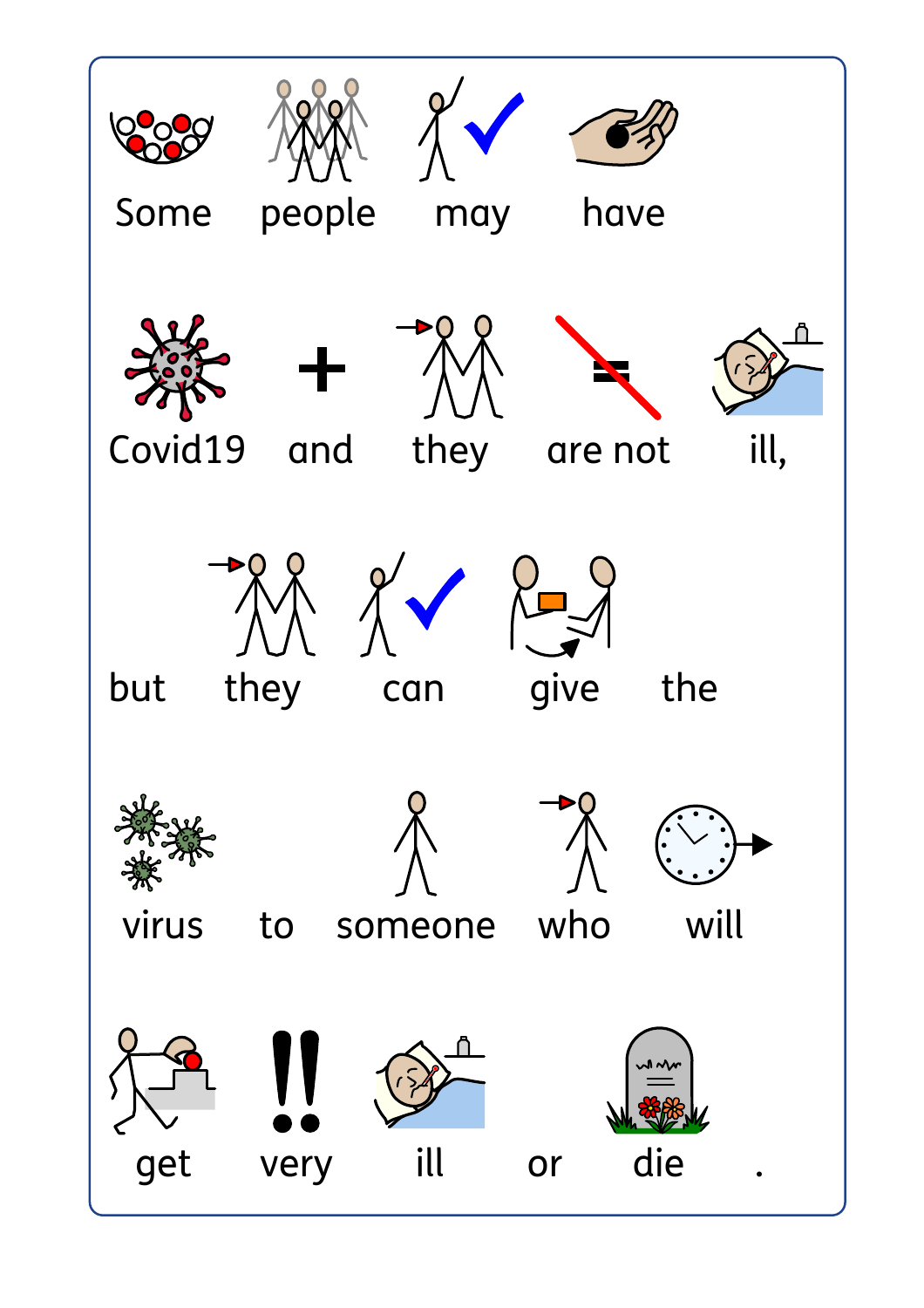Some people may have

Covid19 and they are not ill,

but they can give the

virus to someone who will

get very ill or die .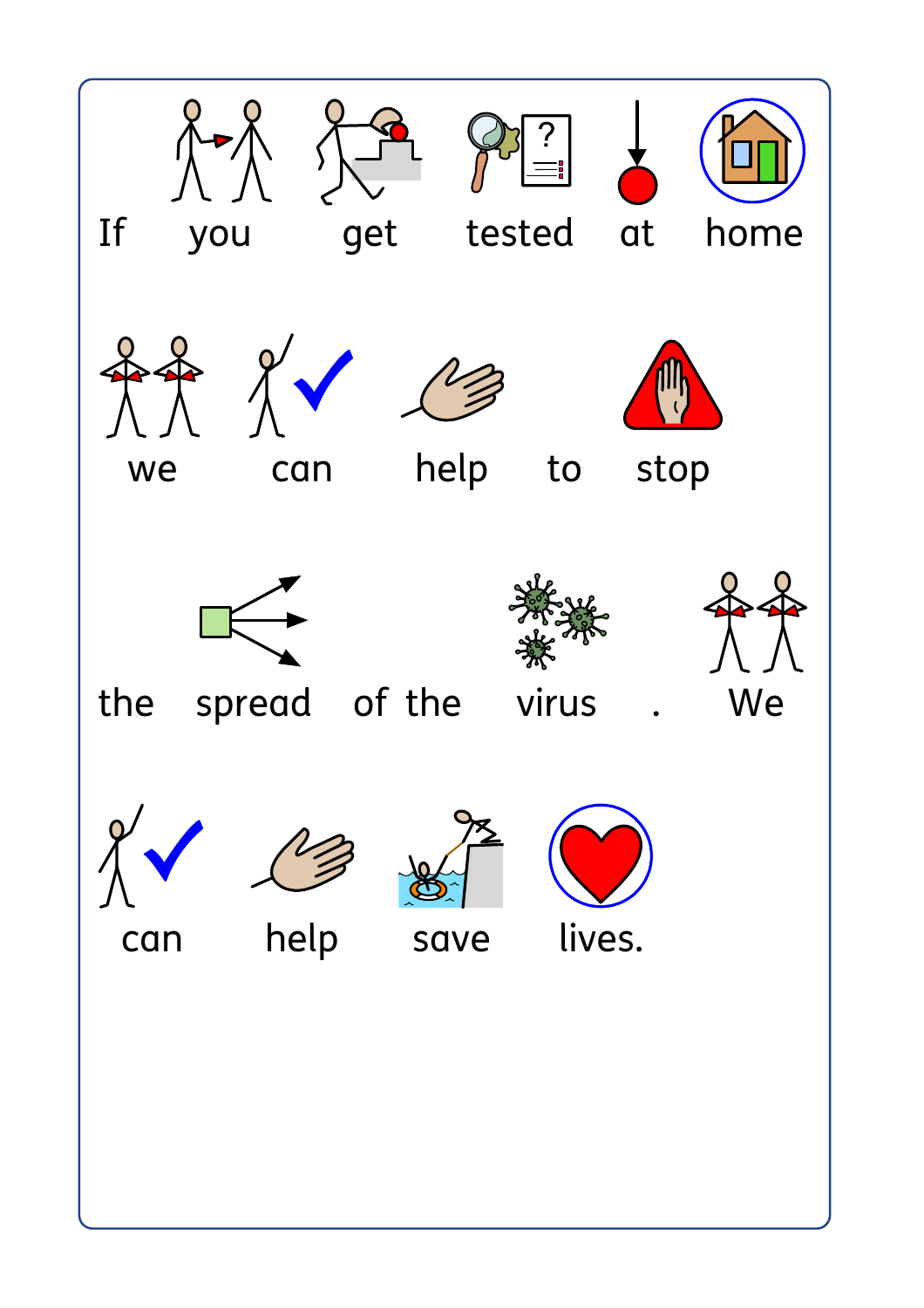If you get tested at home we can help to stop the spread of the virus. We can help save lives.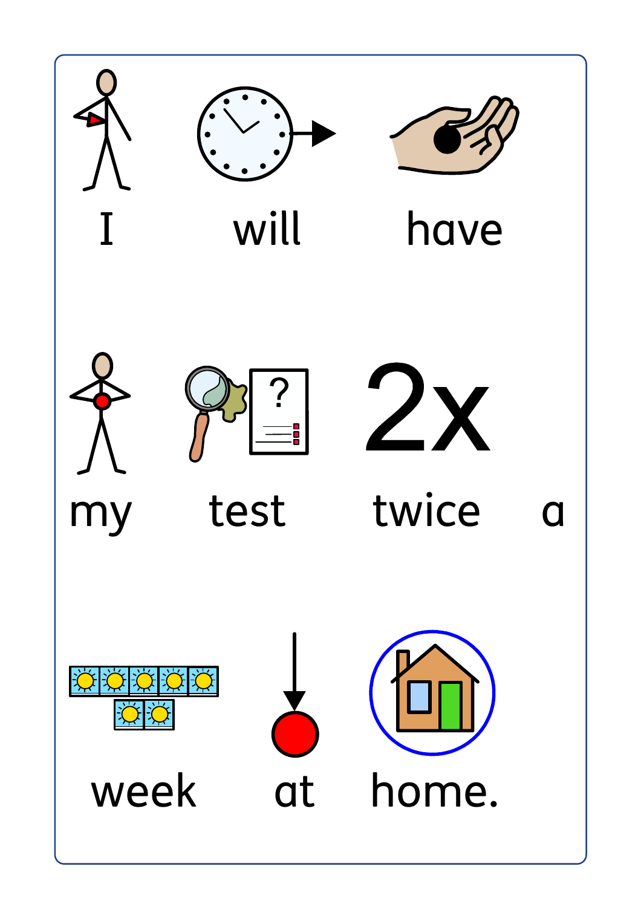I will have my test twice a week at home.